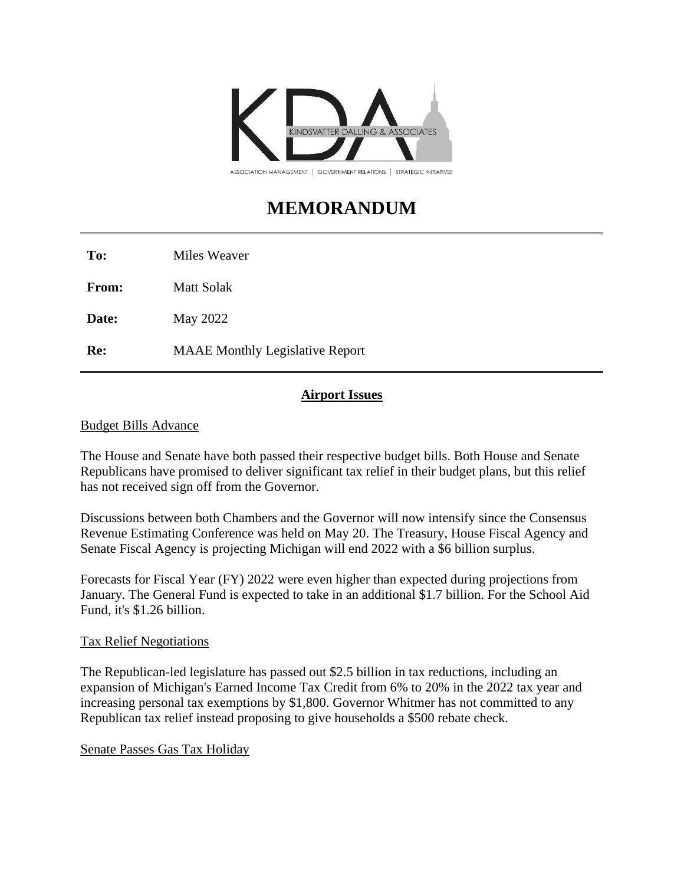KINDSVATTER DALLING & ASSOCIATES

ASSOCIATION MANAGEMENT | GOVERNMENT RELATIONS | STRATEGIC INITIATIVES

# MEMORANDUM

**To:** Miles Weaver

**From:** Matt Solak

**Date:** May 2022

**Re:** MAAE Monthly Legislative Report

## Airport Issues

Budget Bills Advance

The House and Senate have both passed their respective budget bills. Both House and Senate Republicans have promised to deliver significant tax relief in their budget plans, but this relief has not received sign off from the Governor.

Discussions between both Chambers and the Governor will now intensify since the Consensus Revenue Estimating Conference was held on May 20. The Treasury, House Fiscal Agency and Senate Fiscal Agency is projecting Michigan will end 2022 with a $6 billion surplus.

Forecasts for Fiscal Year (FY) 2022 were even higher than expected during projections from January. The General Fund is expected to take in an additional $1.7 billion. For the School Aid Fund, it's $1.26 billion.

Tax Relief Negotiations

The Republican-led legislature has passed out $2.5 billion in tax reductions, including an expansion of Michigan's Earned Income Tax Credit from 6% to 20% in the 2022 tax year and increasing personal tax exemptions by $1,800. Governor Whitmer has not committed to any Republican tax relief instead proposing to give households a $500 rebate check.

Senate Passes Gas Tax Holiday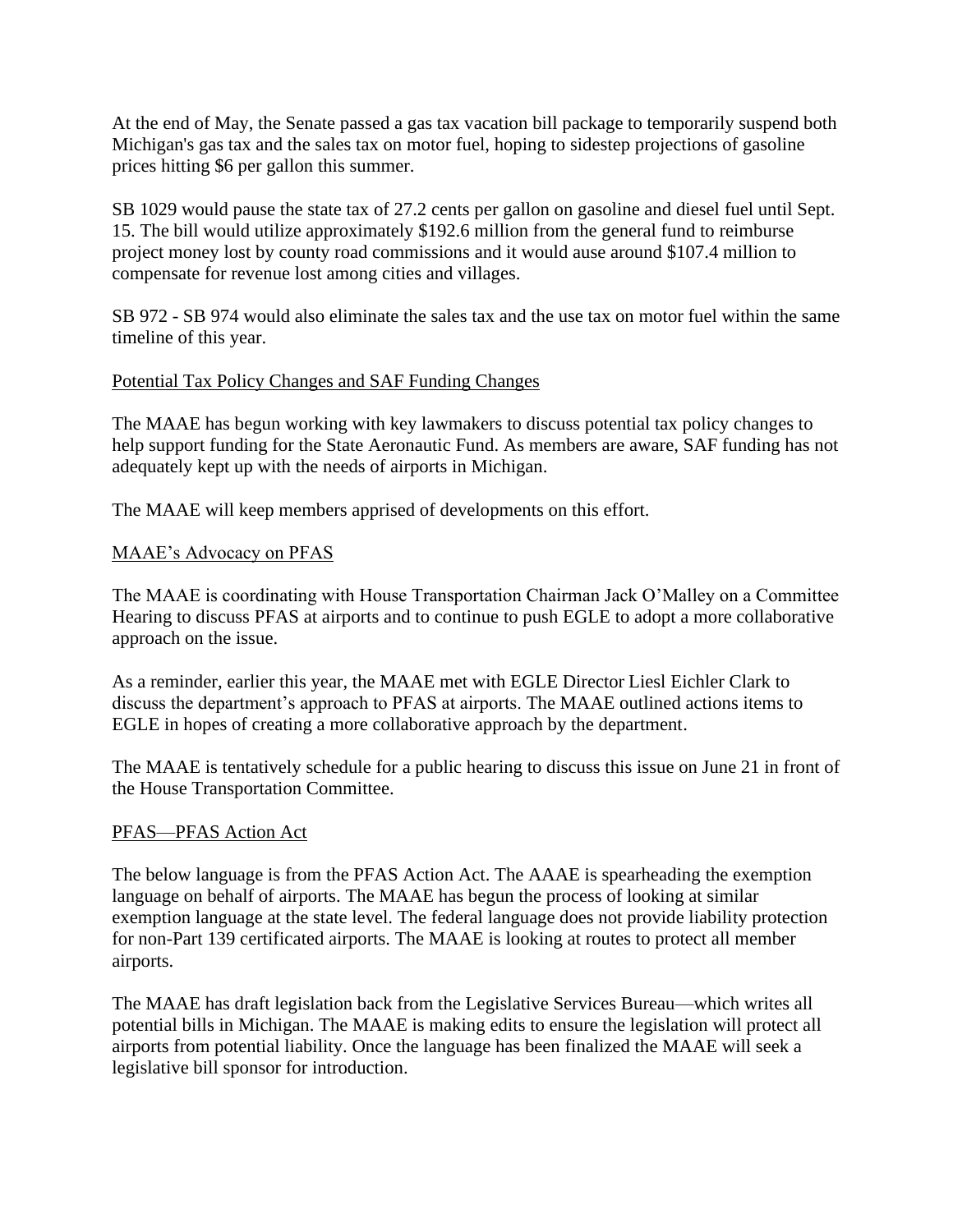At the end of May, the Senate passed a gas tax vacation bill package to temporarily suspend both Michigan's gas tax and the sales tax on motor fuel, hoping to sidestep projections of gasoline prices hitting $6 per gallon this summer.

SB 1029 would pause the state tax of 27.2 cents per gallon on gasoline and diesel fuel until Sept. 15. The bill would utilize approximately $192.6 million from the general fund to reimburse project money lost by county road commissions and it would ause around $107.4 million to compensate for revenue lost among cities and villages.

SB 972 - SB 974 would also eliminate the sales tax and the use tax on motor fuel within the same timeline of this year.

<u>Potential Tax Policy Changes and SAF Funding Changes</u>

The MAAE has begun working with key lawmakers to discuss potential tax policy changes to help support funding for the State Aeronautic Fund. As members are aware, SAF funding has not adequately kept up with the needs of airports in Michigan.

The MAAE will keep members apprised of developments on this effort.

<u>MAAE's Advocacy on PFAS</u>

The MAAE is coordinating with House Transportation Chairman Jack O'Malley on a Committee Hearing to discuss PFAS at airports and to continue to push EGLE to adopt a more collaborative approach on the issue.

As a reminder, earlier this year, the MAAE met with EGLE Director Liesl Eichler Clark to discuss the department's approach to PFAS at airports. The MAAE outlined actions items to EGLE in hopes of creating a more collaborative approach by the department.

The MAAE is tentatively schedule for a public hearing to discuss this issue on June 21 in front of the House Transportation Committee.

<u>PFAS—PFAS Action Act</u>

The below language is from the PFAS Action Act. The AAAE is spearheading the exemption language on behalf of airports. The MAAE has begun the process of looking at similar exemption language at the state level. The federal language does not provide liability protection for non-Part 139 certificated airports. The MAAE is looking at routes to protect all member airports.

The MAAE has draft legislation back from the Legislative Services Bureau—which writes all potential bills in Michigan. The MAAE is making edits to ensure the legislation will protect all airports from potential liability. Once the language has been finalized the MAAE will seek a legislative bill sponsor for introduction.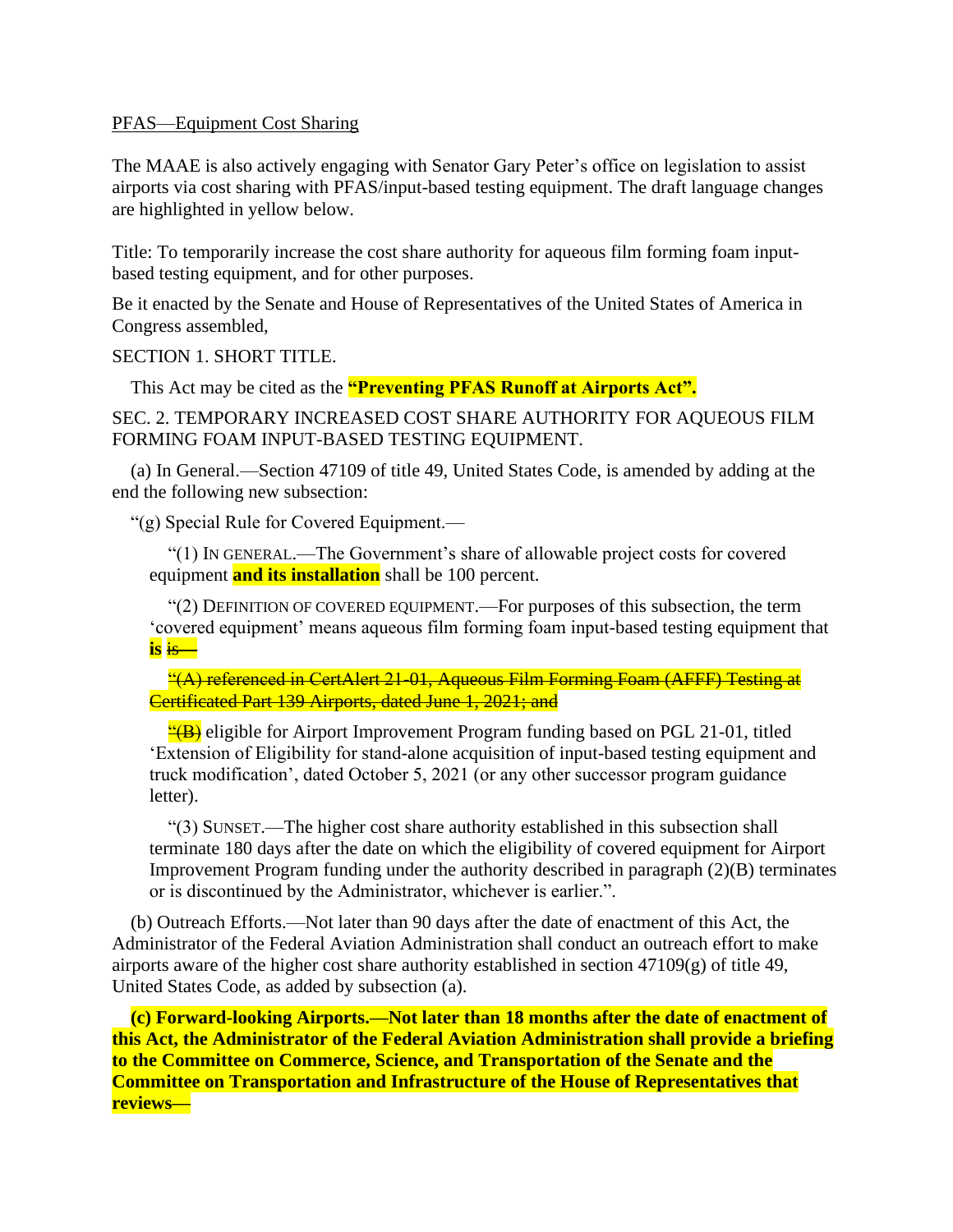PFAS—Equipment Cost Sharing

The MAAE is also actively engaging with Senator Gary Peter's office on legislation to assist airports via cost sharing with PFAS/input-based testing equipment. The draft language changes are highlighted in yellow below.

Title: To temporarily increase the cost share authority for aqueous film forming foam input-based testing equipment, and for other purposes.

Be it enacted by the Senate and House of Representatives of the United States of America in Congress assembled,

SECTION 1. SHORT TITLE.

This Act may be cited as the **"Preventing PFAS Runoff at Airports Act".**

SEC. 2. TEMPORARY INCREASED COST SHARE AUTHORITY FOR AQUEOUS FILM FORMING FOAM INPUT-BASED TESTING EQUIPMENT.

(a) In General.—Section 47109 of title 49, United States Code, is amended by adding at the end the following new subsection:

"(g) Special Rule for Covered Equipment.—

"(1) IN GENERAL.—The Government's share of allowable project costs for covered equipment **and its installation** shall be 100 percent.

"(2) DEFINITION OF COVERED EQUIPMENT.—For purposes of this subsection, the term 'covered equipment' means aqueous film forming foam input-based testing equipment that **is** ~~is—~~

~~"(A) referenced in CertAlert 21-01, Aqueous Film Forming Foam (AFFF) Testing at Certificated Part 139 Airports, dated June 1, 2021; and~~

~~"(B)~~ eligible for Airport Improvement Program funding based on PGL 21-01, titled 'Extension of Eligibility for stand-alone acquisition of input-based testing equipment and truck modification', dated October 5, 2021 (or any other successor program guidance letter).

"(3) SUNSET.—The higher cost share authority established in this subsection shall terminate 180 days after the date on which the eligibility of covered equipment for Airport Improvement Program funding under the authority described in paragraph (2)(B) terminates or is discontinued by the Administrator, whichever is earlier.".

(b) Outreach Efforts.—Not later than 90 days after the date of enactment of this Act, the Administrator of the Federal Aviation Administration shall conduct an outreach effort to make airports aware of the higher cost share authority established in section 47109(g) of title 49, United States Code, as added by subsection (a).

**(c) Forward-looking Airports.—Not later than 18 months after the date of enactment of this Act, the Administrator of the Federal Aviation Administration shall provide a briefing to the Committee on Commerce, Science, and Transportation of the Senate and the Committee on Transportation and Infrastructure of the House of Representatives that reviews—**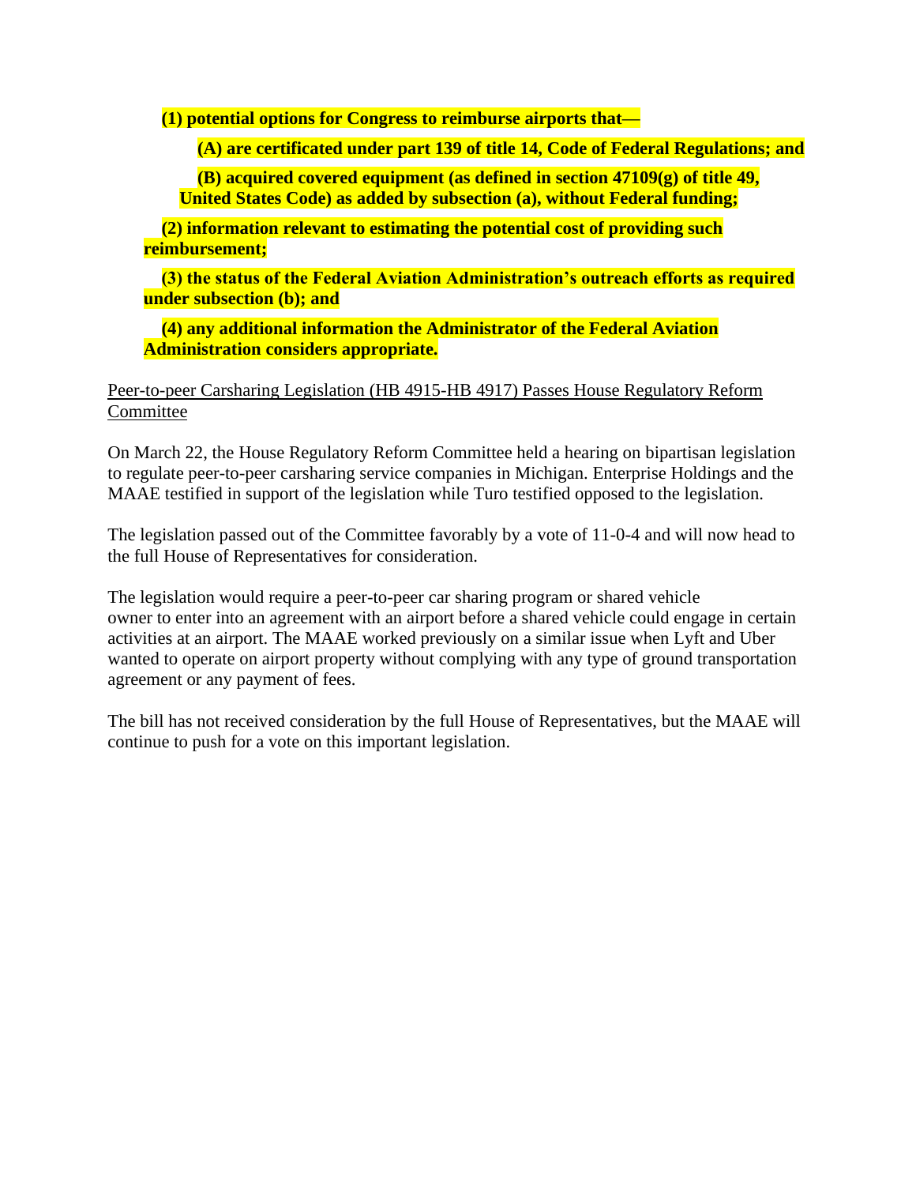**(1) potential options for Congress to reimburse airports that—**

**(A) are certificated under part 139 of title 14, Code of Federal Regulations; and**

**(B) acquired covered equipment (as defined in section 47109(g) of title 49, United States Code) as added by subsection (a), without Federal funding;**

**(2) information relevant to estimating the potential cost of providing such reimbursement;**

**(3) the status of the Federal Aviation Administration's outreach efforts as required under subsection (b); and**

**(4) any additional information the Administrator of the Federal Aviation Administration considers appropriate.**

Peer-to-peer Carsharing Legislation (HB 4915-HB 4917) Passes House Regulatory Reform Committee

On March 22, the House Regulatory Reform Committee held a hearing on bipartisan legislation to regulate peer-to-peer carsharing service companies in Michigan. Enterprise Holdings and the MAAE testified in support of the legislation while Turo testified opposed to the legislation.

The legislation passed out of the Committee favorably by a vote of 11-0-4 and will now head to the full House of Representatives for consideration.

The legislation would require a peer-to-peer car sharing program or shared vehicle owner to enter into an agreement with an airport before a shared vehicle could engage in certain activities at an airport. The MAAE worked previously on a similar issue when Lyft and Uber wanted to operate on airport property without complying with any type of ground transportation agreement or any payment of fees.

The bill has not received consideration by the full House of Representatives, but the MAAE will continue to push for a vote on this important legislation.